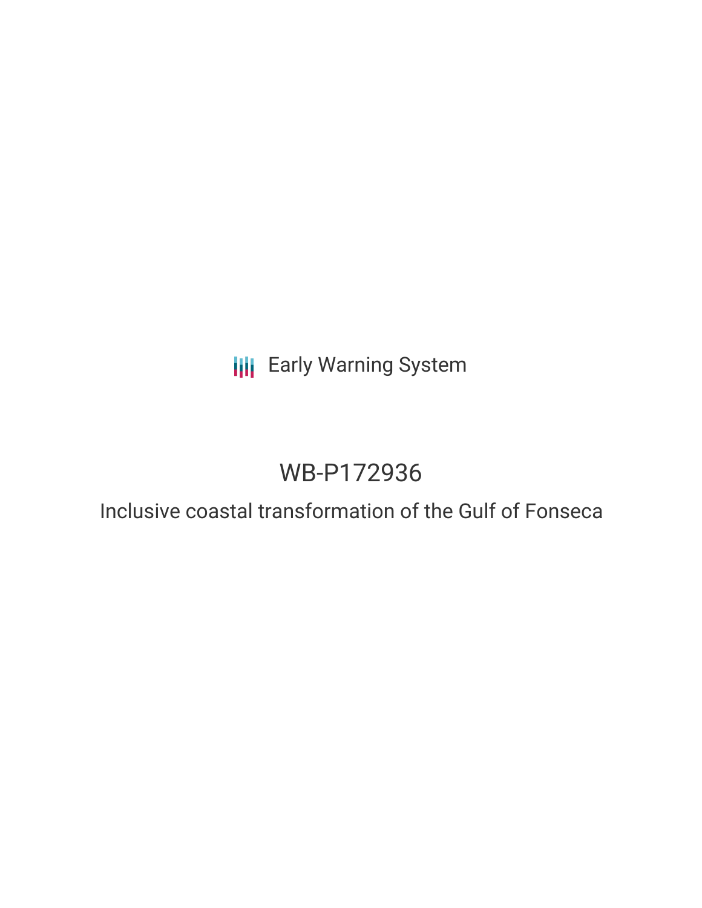Early Warning System

# WB-P172936

## Inclusive coastal transformation of the Gulf of Fonseca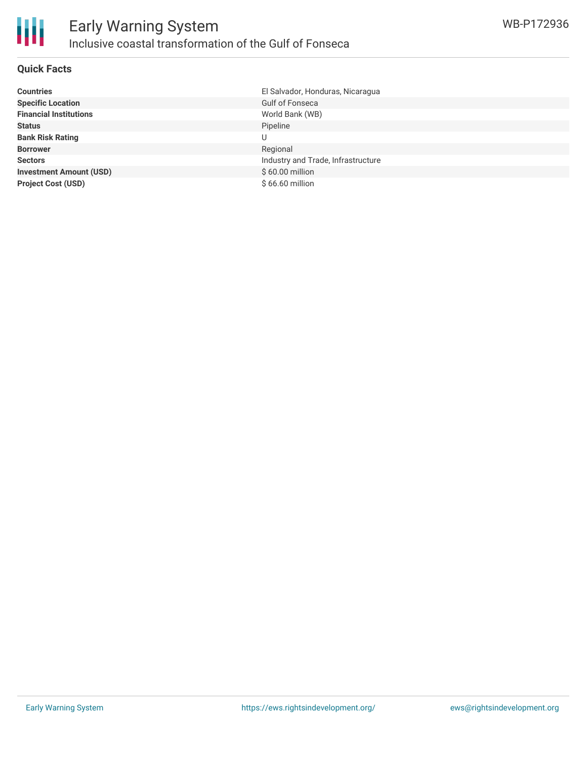## Quick Facts

| | |
|---|---|
| **Countries** | El Salvador, Honduras, Nicaragua |
| **Specific Location** | Gulf of Fonseca |
| **Financial Institutions** | World Bank (WB) |
| **Status** | Pipeline |
| **Bank Risk Rating** | U |
| **Borrower** | Regional |
| **Sectors** | Industry and Trade, Infrastructure |
| **Investment Amount (USD)** | $ 60.00 million |
| **Project Cost (USD)** | $ 66.60 million |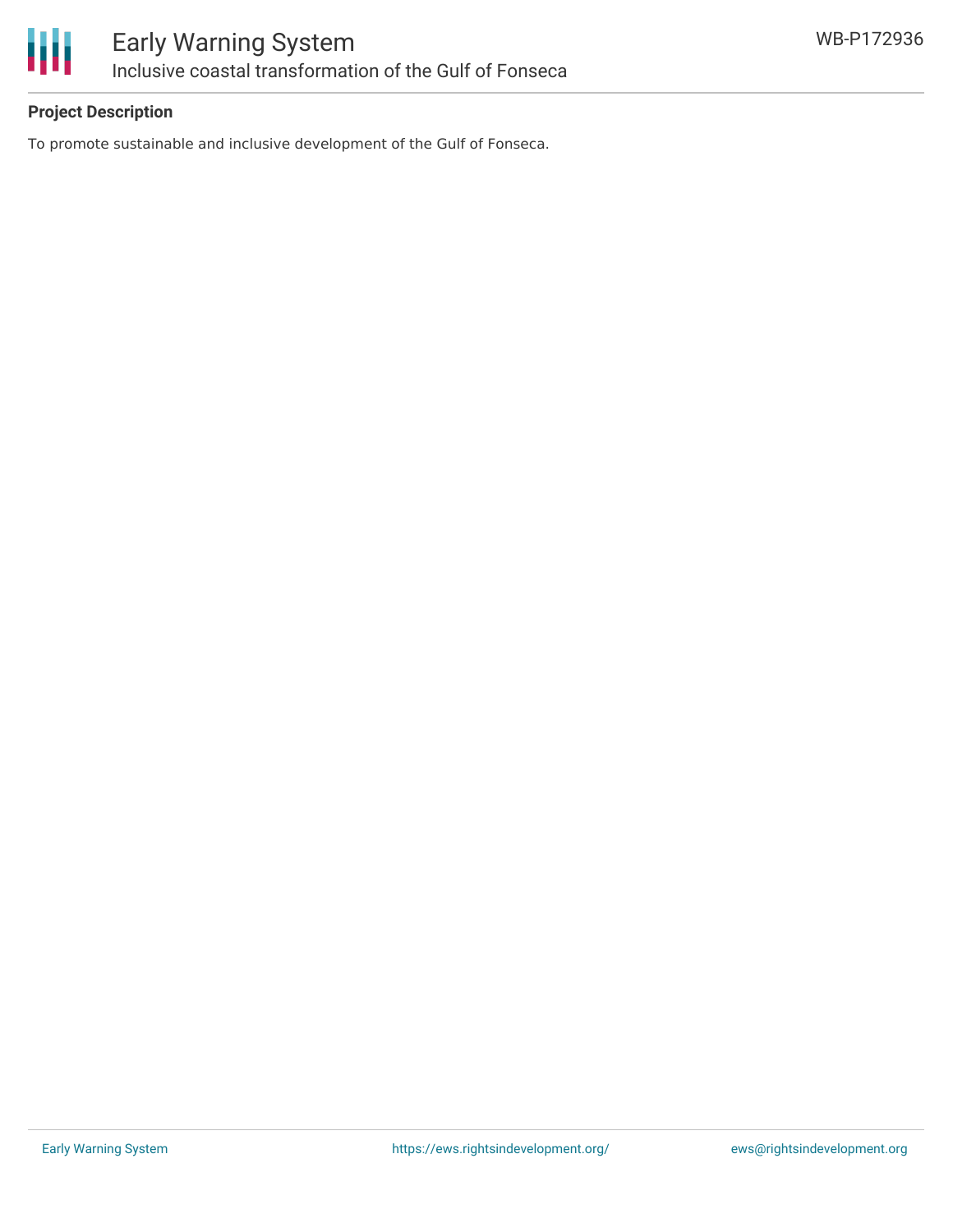**Project Description**

To promote sustainable and inclusive development of the Gulf of Fonseca.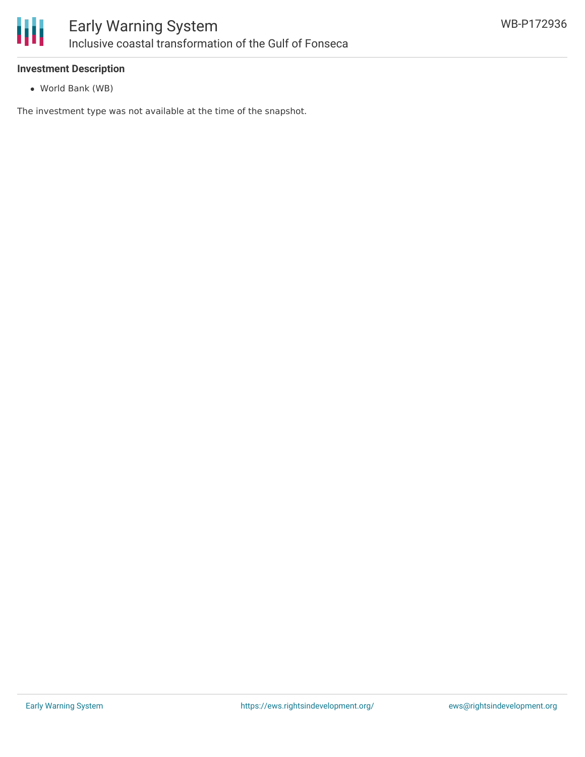**Investment Description**

- World Bank (WB)

The investment type was not available at the time of the snapshot.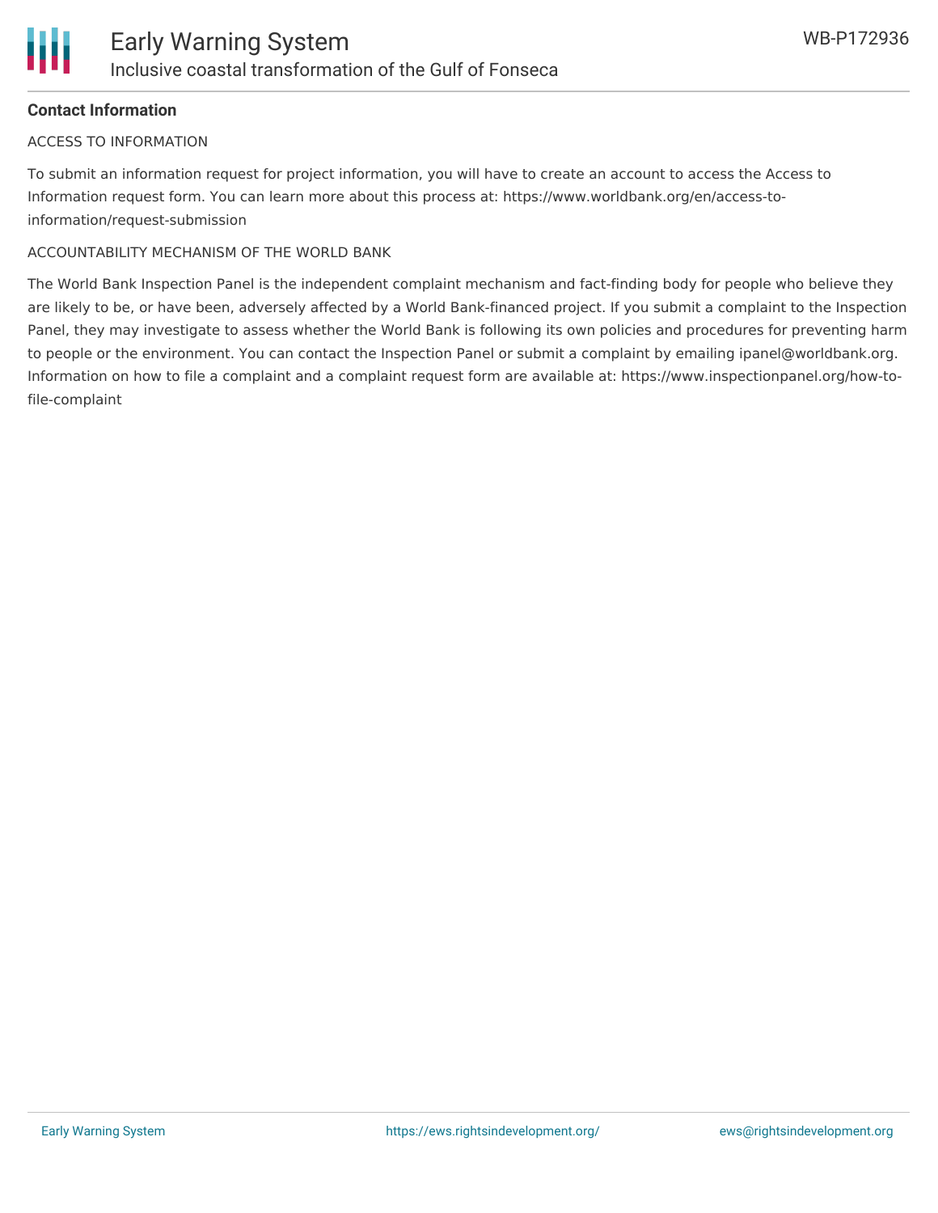**Contact Information**

ACCESS TO INFORMATION

To submit an information request for project information, you will have to create an account to access the Access to Information request form. You can learn more about this process at: https://www.worldbank.org/en/access-to-information/request-submission

ACCOUNTABILITY MECHANISM OF THE WORLD BANK

The World Bank Inspection Panel is the independent complaint mechanism and fact-finding body for people who believe they are likely to be, or have been, adversely affected by a World Bank-financed project. If you submit a complaint to the Inspection Panel, they may investigate to assess whether the World Bank is following its own policies and procedures for preventing harm to people or the environment. You can contact the Inspection Panel or submit a complaint by emailing ipanel@worldbank.org. Information on how to file a complaint and a complaint request form are available at: https://www.inspectionpanel.org/how-to-file-complaint